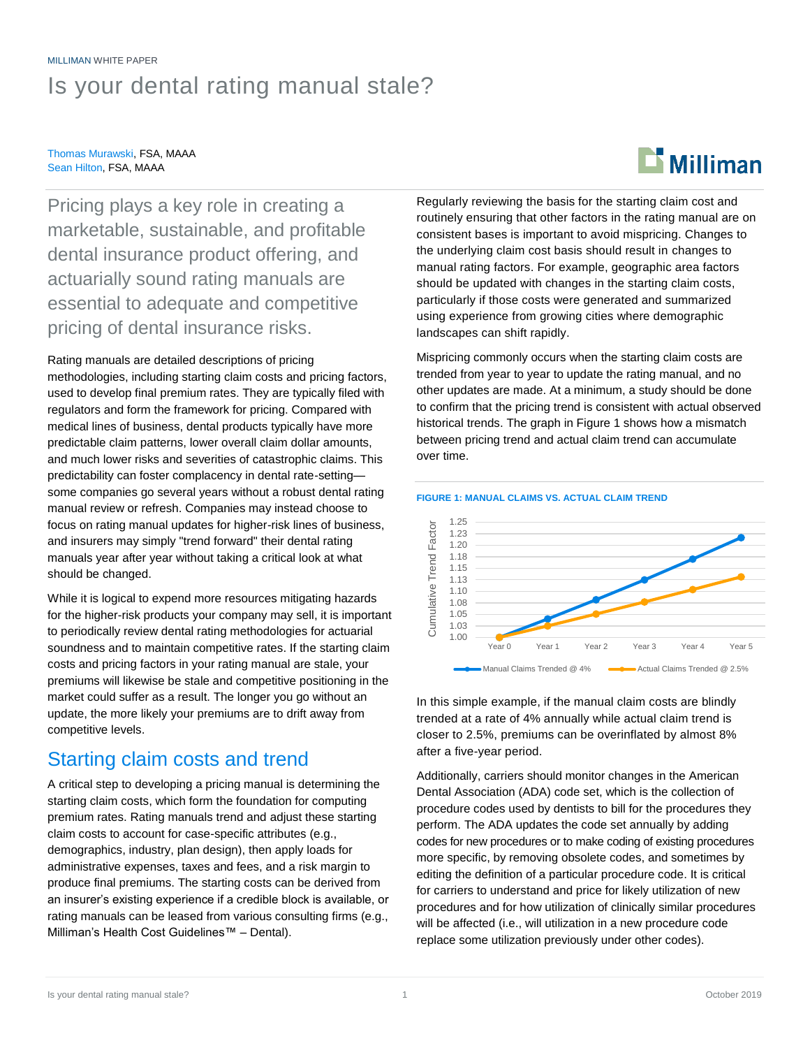MILLIMAN WHITE PAPER

# Is your dental rating manual stale?

Thomas Murawski, FSA, MAAA
Sean Hilton, FSA, MAAA

Pricing plays a key role in creating a marketable, sustainable, and profitable dental insurance product offering, and actuarially sound rating manuals are essential to adequate and competitive pricing of dental insurance risks.

Rating manuals are detailed descriptions of pricing methodologies, including starting claim costs and pricing factors, used to develop final premium rates. They are typically filed with regulators and form the framework for pricing. Compared with medical lines of business, dental products typically have more predictable claim patterns, lower overall claim dollar amounts, and much lower risks and severities of catastrophic claims. This predictability can foster complacency in dental rate-setting—some companies go several years without a robust dental rating manual review or refresh. Companies may instead choose to focus on rating manual updates for higher-risk lines of business, and insurers may simply "trend forward" their dental rating manuals year after year without taking a critical look at what should be changed.

While it is logical to expend more resources mitigating hazards for the higher-risk products your company may sell, it is important to periodically review dental rating methodologies for actuarial soundness and to maintain competitive rates. If the starting claim costs and pricing factors in your rating manual are stale, your premiums will likewise be stale and competitive positioning in the market could suffer as a result. The longer you go without an update, the more likely your premiums are to drift away from competitive levels.

## Starting claim costs and trend

A critical step to developing a pricing manual is determining the starting claim costs, which form the foundation for computing premium rates. Rating manuals trend and adjust these starting claim costs to account for case-specific attributes (e.g., demographics, industry, plan design), then apply loads for administrative expenses, taxes and fees, and a risk margin to produce final premiums. The starting costs can be derived from an insurer's existing experience if a credible block is available, or rating manuals can be leased from various consulting firms (e.g., Milliman's Health Cost Guidelines™ – Dental).

Regularly reviewing the basis for the starting claim cost and routinely ensuring that other factors in the rating manual are on consistent bases is important to avoid mispricing. Changes to the underlying claim cost basis should result in changes to manual rating factors. For example, geographic area factors should be updated with changes in the starting claim costs, particularly if those costs were generated and summarized using experience from growing cities where demographic landscapes can shift rapidly.

Mispricing commonly occurs when the starting claim costs are trended from year to year to update the rating manual, and no other updates are made. At a minimum, a study should be done to confirm that the pricing trend is consistent with actual observed historical trends. The graph in Figure 1 shows how a mismatch between pricing trend and actual claim trend can accumulate over time.

FIGURE 1: MANUAL CLAIMS VS. ACTUAL CLAIM TREND

In this simple example, if the manual claim costs are blindly trended at a rate of 4% annually while actual claim trend is closer to 2.5%, premiums can be overinflated by almost 8% after a five-year period.

Additionally, carriers should monitor changes in the American Dental Association (ADA) code set, which is the collection of procedure codes used by dentists to bill for the procedures they perform. The ADA updates the code set annually by adding codes for new procedures or to make coding of existing procedures more specific, by removing obsolete codes, and sometimes by editing the definition of a particular procedure code. It is critical for carriers to understand and price for likely utilization of new procedures and for how utilization of clinically similar procedures will be affected (i.e., will utilization in a new procedure code replace some utilization previously under other codes).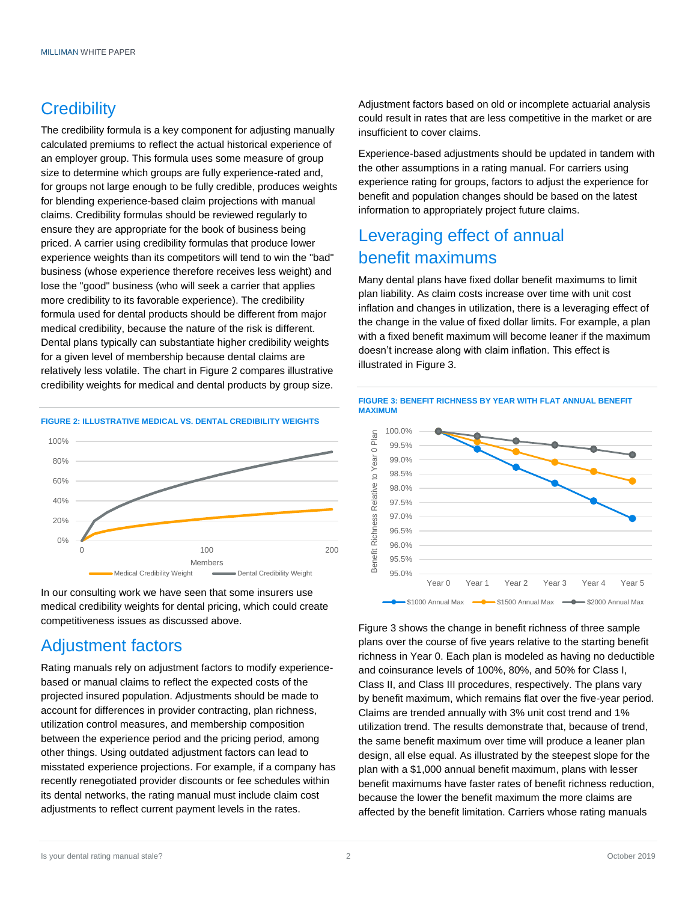## Credibility

The credibility formula is a key component for adjusting manually calculated premiums to reflect the actual historical experience of an employer group. This formula uses some measure of group size to determine which groups are fully experience-rated and, for groups not large enough to be fully credible, produces weights for blending experience-based claim projections with manual claims. Credibility formulas should be reviewed regularly to ensure they are appropriate for the book of business being priced. A carrier using credibility formulas that produce lower experience weights than its competitors will tend to win the "bad" business (whose experience therefore receives less weight) and lose the "good" business (who will seek a carrier that applies more credibility to its favorable experience). The credibility formula used for dental products should be different from major medical credibility, because the nature of the risk is different. Dental plans typically can substantiate higher credibility weights for a given level of membership because dental claims are relatively less volatile. The chart in Figure 2 compares illustrative credibility weights for medical and dental products by group size.

**FIGURE 2: ILLUSTRATIVE MEDICAL VS. DENTAL CREDIBILITY WEIGHTS**

In our consulting work we have seen that some insurers use medical credibility weights for dental pricing, which could create competitiveness issues as discussed above.

## Adjustment factors

Rating manuals rely on adjustment factors to modify experience-based or manual claims to reflect the expected costs of the projected insured population. Adjustments should be made to account for differences in provider contracting, plan richness, utilization control measures, and membership composition between the experience period and the pricing period, among other things. Using outdated adjustment factors can lead to misstated experience projections. For example, if a company has recently renegotiated provider discounts or fee schedules within its dental networks, the rating manual must include claim cost adjustments to reflect current payment levels in the rates.

Adjustment factors based on old or incomplete actuarial analysis could result in rates that are less competitive in the market or are insufficient to cover claims.

Experience-based adjustments should be updated in tandem with the other assumptions in a rating manual. For carriers using experience rating for groups, factors to adjust the experience for benefit and population changes should be based on the latest information to appropriately project future claims.

## Leveraging effect of annual benefit maximums

Many dental plans have fixed dollar benefit maximums to limit plan liability. As claim costs increase over time with unit cost inflation and changes in utilization, there is a leveraging effect of the change in the value of fixed dollar limits. For example, a plan with a fixed benefit maximum will become leaner if the maximum doesn't increase along with claim inflation. This effect is illustrated in Figure 3.

**FIGURE 3: BENEFIT RICHNESS BY YEAR WITH FLAT ANNUAL BENEFIT MAXIMUM**

Figure 3 shows the change in benefit richness of three sample plans over the course of five years relative to the starting benefit richness in Year 0. Each plan is modeled as having no deductible and coinsurance levels of 100%, 80%, and 50% for Class I, Class II, and Class III procedures, respectively. The plans vary by benefit maximum, which remains flat over the five-year period. Claims are trended annually with 3% unit cost trend and 1% utilization trend. The results demonstrate that, because of trend, the same benefit maximum over time will produce a leaner plan design, all else equal. As illustrated by the steepest slope for the plan with a $1,000 annual benefit maximum, plans with lesser benefit maximums have faster rates of benefit richness reduction, because the lower the benefit maximum the more claims are affected by the benefit limitation. Carriers whose rating manuals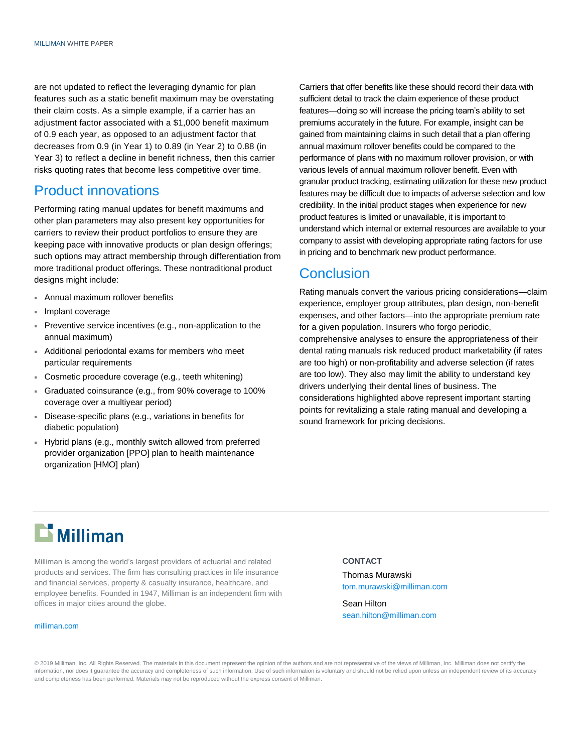are not updated to reflect the leveraging dynamic for plan features such as a static benefit maximum may be overstating their claim costs. As a simple example, if a carrier has an adjustment factor associated with a $1,000 benefit maximum of 0.9 each year, as opposed to an adjustment factor that decreases from 0.9 (in Year 1) to 0.89 (in Year 2) to 0.88 (in Year 3) to reflect a decline in benefit richness, then this carrier risks quoting rates that become less competitive over time.

## Product innovations

Performing rating manual updates for benefit maximums and other plan parameters may also present key opportunities for carriers to review their product portfolios to ensure they are keeping pace with innovative products or plan design offerings; such options may attract membership through differentiation from more traditional product offerings. These nontraditional product designs might include:

- Annual maximum rollover benefits
- Implant coverage
- Preventive service incentives (e.g., non-application to the annual maximum)
- Additional periodontal exams for members who meet particular requirements
- Cosmetic procedure coverage (e.g., teeth whitening)
- Graduated coinsurance (e.g., from 90% coverage to 100% coverage over a multiyear period)
- Disease-specific plans (e.g., variations in benefits for diabetic population)
- Hybrid plans (e.g., monthly switch allowed from preferred provider organization [PPO] plan to health maintenance organization [HMO] plan)

Carriers that offer benefits like these should record their data with sufficient detail to track the claim experience of these product features—doing so will increase the pricing team's ability to set premiums accurately in the future. For example, insight can be gained from maintaining claims in such detail that a plan offering annual maximum rollover benefits could be compared to the performance of plans with no maximum rollover provision, or with various levels of annual maximum rollover benefit. Even with granular product tracking, estimating utilization for these new product features may be difficult due to impacts of adverse selection and low credibility. In the initial product stages when experience for new product features is limited or unavailable, it is important to understand which internal or external resources are available to your company to assist with developing appropriate rating factors for use in pricing and to benchmark new product performance.

## Conclusion

Rating manuals convert the various pricing considerations—claim experience, employer group attributes, plan design, non-benefit expenses, and other factors—into the appropriate premium rate for a given population. Insurers who forgo periodic, comprehensive analyses to ensure the appropriateness of their dental rating manuals risk reduced product marketability (if rates are too high) or non-profitability and adverse selection (if rates are too low). They also may limit the ability to understand key drivers underlying their dental lines of business. The considerations highlighted above represent important starting points for revitalizing a stale rating manual and developing a sound framework for pricing decisions.

---

**Milliman**

Milliman is among the world's largest providers of actuarial and related products and services. The firm has consulting practices in life insurance and financial services, property & casualty insurance, healthcare, and employee benefits. Founded in 1947, Milliman is an independent firm with offices in major cities around the globe.

milliman.com

**CONTACT**

Thomas Murawski
tom.murawski@milliman.com

Sean Hilton
sean.hilton@milliman.com

© 2019 Milliman, Inc. All Rights Reserved. The materials in this document represent the opinion of the authors and are not representative of the views of Milliman, Inc. Milliman does not certify the information, nor does it guarantee the accuracy and completeness of such information. Use of such information is voluntary and should not be relied upon unless an independent review of its accuracy and completeness has been performed. Materials may not be reproduced without the express consent of Milliman.